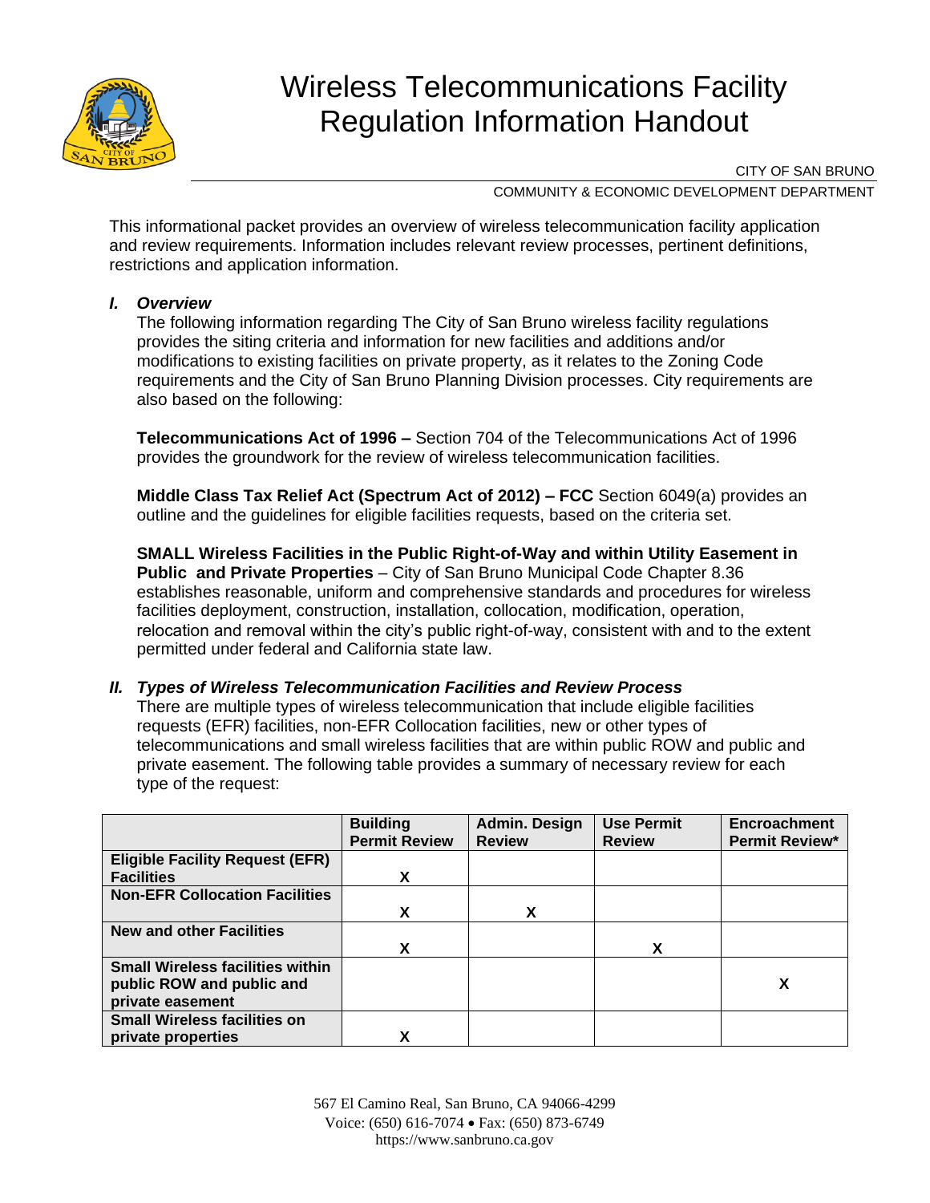# Wireless Telecommunications Facility Regulation Information Handout

CITY OF SAN BRUNO

COMMUNITY & ECONOMIC DEVELOPMENT DEPARTMENT

This informational packet provides an overview of wireless telecommunication facility application and review requirements. Information includes relevant review processes, pertinent definitions, restrictions and application information.

## I. *Overview*

The following information regarding The City of San Bruno wireless facility regulations provides the siting criteria and information for new facilities and additions and/or modifications to existing facilities on private property, as it relates to the Zoning Code requirements and the City of San Bruno Planning Division processes. City requirements are also based on the following:

**Telecommunications Act of 1996 –** Section 704 of the Telecommunications Act of 1996 provides the groundwork for the review of wireless telecommunication facilities.

**Middle Class Tax Relief Act (Spectrum Act of 2012) – FCC** Section 6049(a) provides an outline and the guidelines for eligible facilities requests, based on the criteria set.

**SMALL Wireless Facilities in the Public Right-of-Way and within Utility Easement in Public and Private Properties** – City of San Bruno Municipal Code Chapter 8.36 establishes reasonable, uniform and comprehensive standards and procedures for wireless facilities deployment, construction, installation, collocation, modification, operation, relocation and removal within the city's public right-of-way, consistent with and to the extent permitted under federal and California state law.

## II. *Types of Wireless Telecommunication Facilities and Review Process*

There are multiple types of wireless telecommunication that include eligible facilities requests (EFR) facilities, non-EFR Collocation facilities, new or other types of telecommunications and small wireless facilities that are within public ROW and public and private easement. The following table provides a summary of necessary review for each type of the request:

| | Building Permit Review | Admin. Design Review | Use Permit Review | Encroachment Permit Review* |
|---|---|---|---|---|
| **Eligible Facility Request (EFR) Facilities** | X | | | |
| **Non-EFR Collocation Facilities** | X | X | | |
| **New and other Facilities** | X | | X | |
| **Small Wireless facilities within public ROW and public and private easement** | | | | X |
| **Small Wireless facilities on private properties** | X | | | |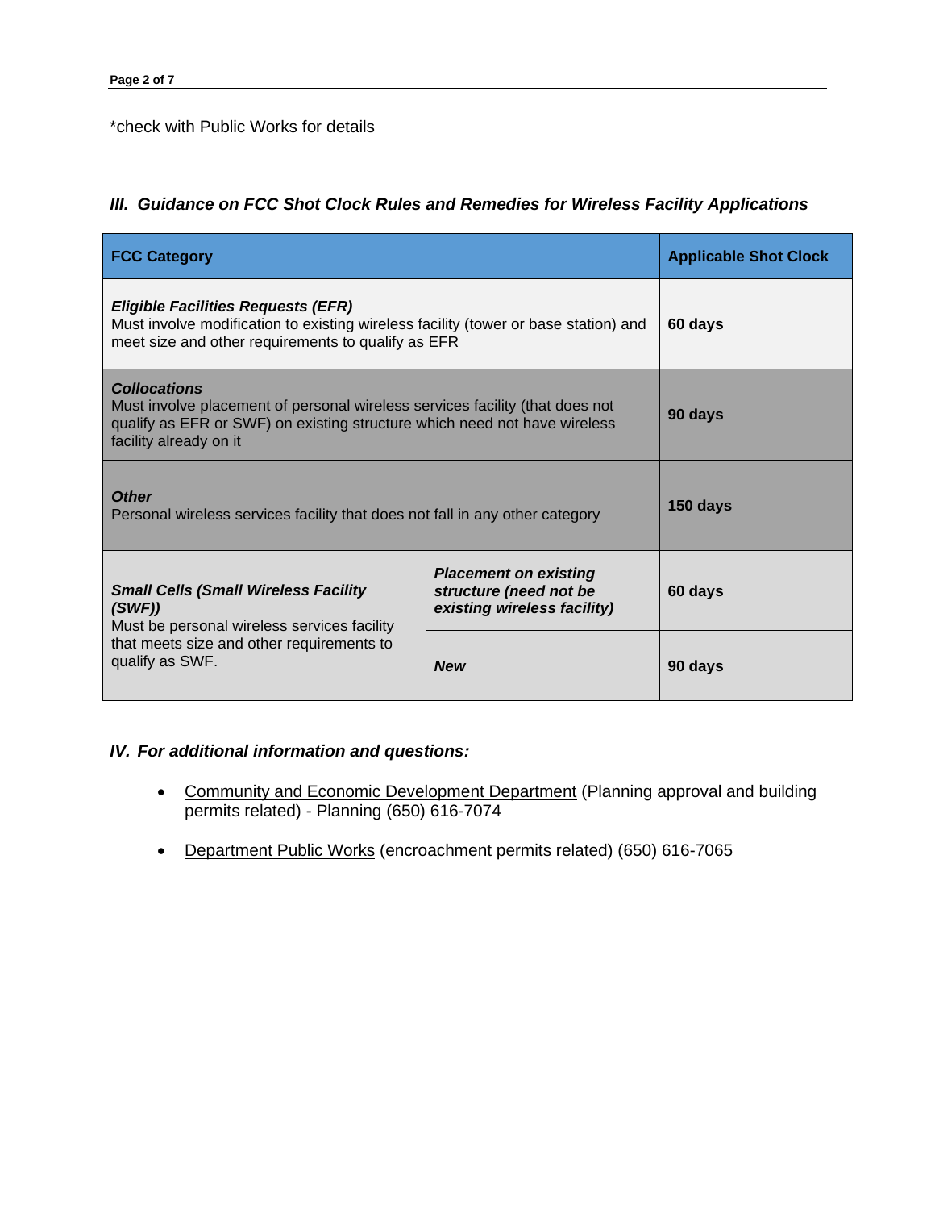*check with Public Works for details

### *III. Guidance on FCC Shot Clock Rules and Remedies for Wireless Facility Applications*

| FCC Category | | Applicable Shot Clock |
|---|---|---|
| ***Eligible Facilities Requests (EFR)*** Must involve modification to existing wireless facility (tower or base station) and meet size and other requirements to qualify as EFR | | **60 days** |
| ***Collocations*** Must involve placement of personal wireless services facility (that does not qualify as EFR or SWF) on existing structure which need not have wireless facility already on it | | **90 days** |
| ***Other*** Personal wireless services facility that does not fall in any other category | | **150 days** |
| ***Small Cells (Small Wireless Facility (SWF))*** Must be personal wireless services facility that meets size and other requirements to qualify as SWF. | ***Placement on existing structure (need not be existing wireless facility)*** | **60 days** |
| | ***New*** | **90 days** |

### *IV. For additional information and questions:*

- Community and Economic Development Department (Planning approval and building permits related) - Planning (650) 616-7074
- Department Public Works (encroachment permits related) (650) 616-7065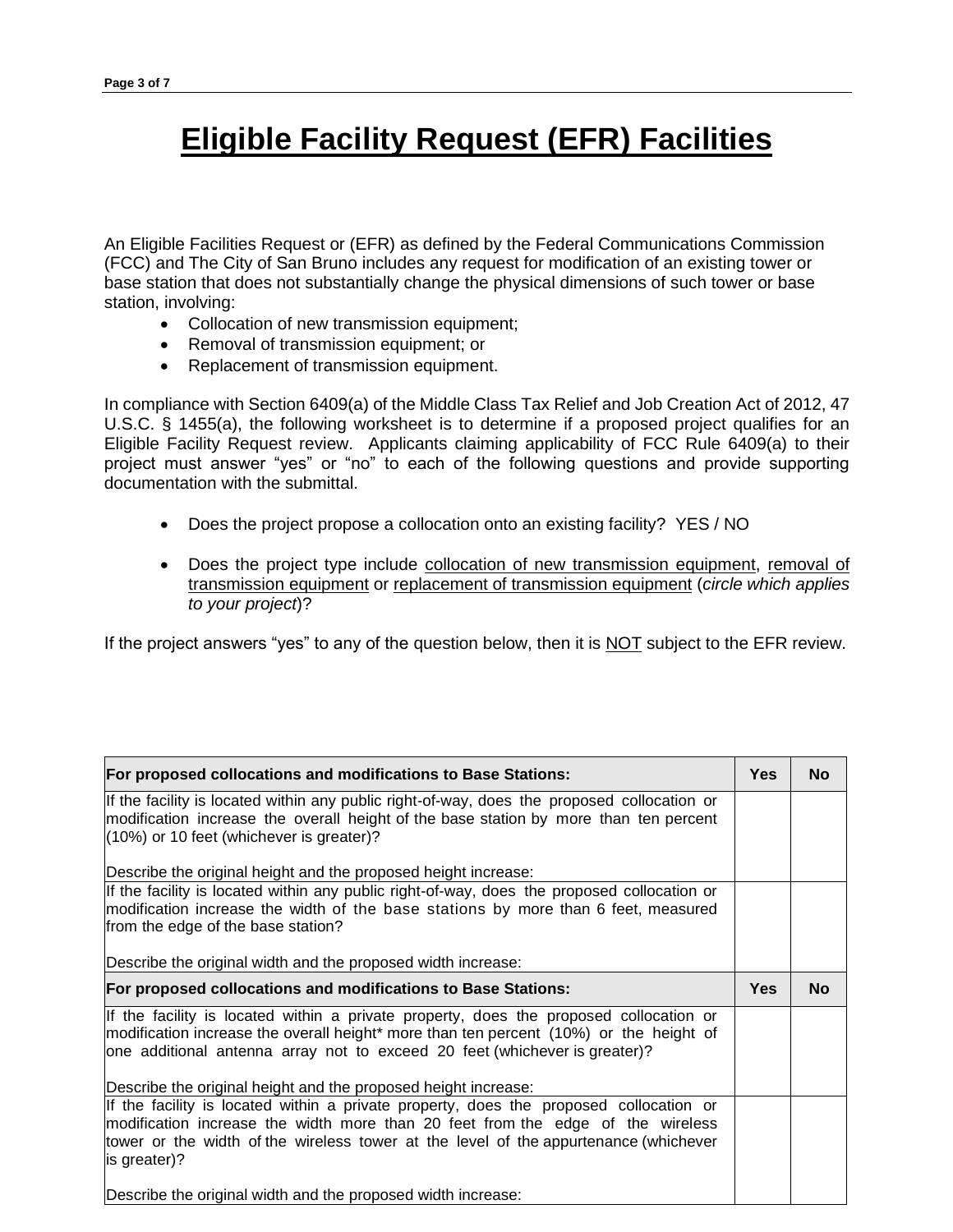# Eligible Facility Request (EFR) Facilities

An Eligible Facilities Request or (EFR) as defined by the Federal Communications Commission (FCC) and The City of San Bruno includes any request for modification of an existing tower or base station that does not substantially change the physical dimensions of such tower or base station, involving:

- Collocation of new transmission equipment;
- Removal of transmission equipment; or
- Replacement of transmission equipment.

In compliance with Section 6409(a) of the Middle Class Tax Relief and Job Creation Act of 2012, 47 U.S.C. § 1455(a), the following worksheet is to determine if a proposed project qualifies for an Eligible Facility Request review. Applicants claiming applicability of FCC Rule 6409(a) to their project must answer "yes" or "no" to each of the following questions and provide supporting documentation with the submittal.

- Does the project propose a collocation onto an existing facility? YES / NO
- Does the project type include <u>collocation of new transmission equipment</u>, <u>removal of transmission equipment</u> or <u>replacement of transmission equipment</u> (*circle which applies to your project*)?

If the project answers "yes" to any of the question below, then it is <u>NOT</u> subject to the EFR review.

| **For proposed collocations and modifications to Base Stations:** | **Yes** | **No** |
|---|---|---|
| If the facility is located within any public right-of-way, does the proposed collocation or modification increase the overall height of the base station by more than ten percent (10%) or 10 feet (whichever is greater)?<br><br>Describe the original height and the proposed height increase: | | |
| If the facility is located within any public right-of-way, does the proposed collocation or modification increase the width of the base stations by more than 6 feet, measured from the edge of the base station?<br><br>Describe the original width and the proposed width increase: | | |
| **For proposed collocations and modifications to Base Stations:** | **Yes** | **No** |
| If the facility is located within a private property, does the proposed collocation or modification increase the overall height* more than ten percent (10%) or the height of one additional antenna array not to exceed 20 feet (whichever is greater)?<br><br>Describe the original height and the proposed height increase: | | |
| If the facility is located within a private property, does the proposed collocation or modification increase the width more than 20 feet from the edge of the wireless tower or the width of the wireless tower at the level of the appurtenance (whichever is greater)?<br><br>Describe the original width and the proposed width increase: | | |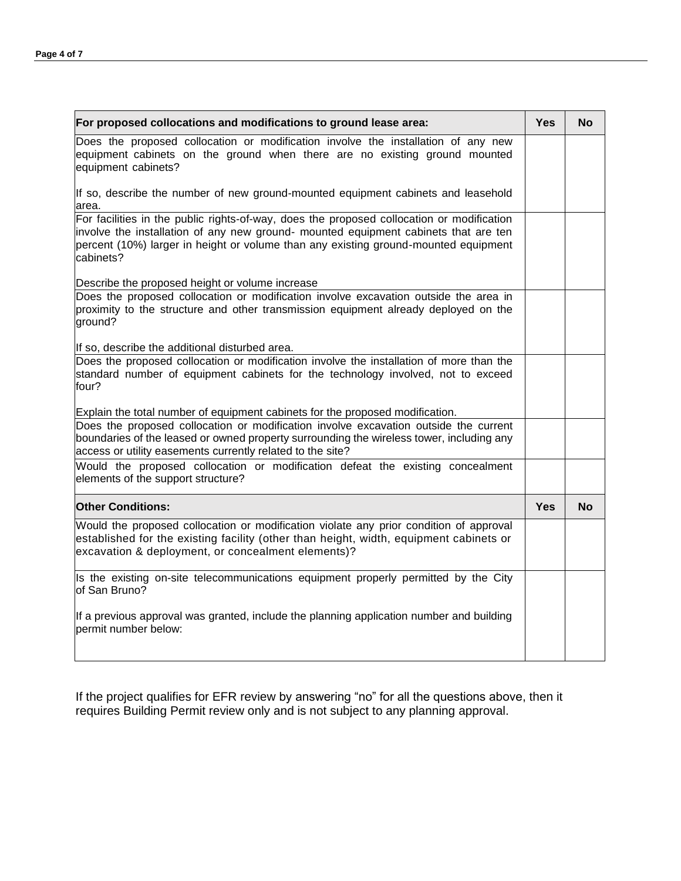| For proposed collocations and modifications to ground lease area: | Yes | No |
|---|---|---|
| Does the proposed collocation or modification involve the installation of any new equipment cabinets on the ground when there are no existing ground mounted equipment cabinets?<br><br>If so, describe the number of new ground-mounted equipment cabinets and leasehold area. | | |
| For facilities in the public rights-of-way, does the proposed collocation or modification involve the installation of any new ground- mounted equipment cabinets that are ten percent (10%) larger in height or volume than any existing ground-mounted equipment cabinets?<br><br>Describe the proposed height or volume increase | | |
| Does the proposed collocation or modification involve excavation outside the area in proximity to the structure and other transmission equipment already deployed on the ground?<br><br>If so, describe the additional disturbed area. | | |
| Does the proposed collocation or modification involve the installation of more than the standard number of equipment cabinets for the technology involved, not to exceed four?<br><br>Explain the total number of equipment cabinets for the proposed modification. | | |
| Does the proposed collocation or modification involve excavation outside the current boundaries of the leased or owned property surrounding the wireless tower, including any access or utility easements currently related to the site? | | |
| Would the proposed collocation or modification defeat the existing concealment elements of the support structure? | | |
| **Other Conditions:** | **Yes** | **No** |
| Would the proposed collocation or modification violate any prior condition of approval established for the existing facility (other than height, width, equipment cabinets or excavation & deployment, or concealment elements)? | | |
| Is the existing on-site telecommunications equipment properly permitted by the City of San Bruno?<br><br>If a previous approval was granted, include the planning application number and building permit number below: | | |

If the project qualifies for EFR review by answering “no” for all the questions above, then it requires Building Permit review only and is not subject to any planning approval.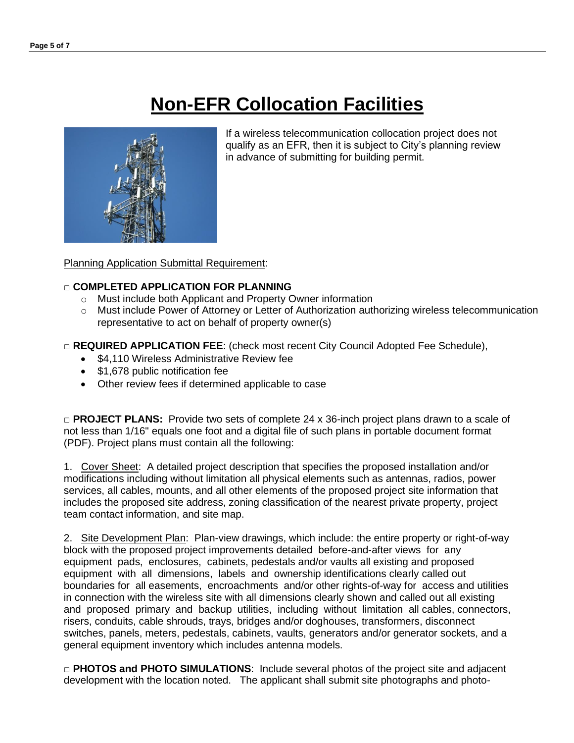# Non-EFR Collocation Facilities

If a wireless telecommunication collocation project does not qualify as an EFR, then it is subject to City's planning review in advance of submitting for building permit.

Planning Application Submittal Requirement:

□ **COMPLETED APPLICATION FOR PLANNING**

- Must include both Applicant and Property Owner information
- Must include Power of Attorney or Letter of Authorization authorizing wireless telecommunication representative to act on behalf of property owner(s)

□ **REQUIRED APPLICATION FEE**: (check most recent City Council Adopted Fee Schedule),

- $4,110 Wireless Administrative Review fee
- $1,678 public notification fee
- Other review fees if determined applicable to case

□ **PROJECT PLANS:** Provide two sets of complete 24 x 36-inch project plans drawn to a scale of not less than 1/16" equals one foot and a digital file of such plans in portable document format (PDF). Project plans must contain all the following:

1. Cover Sheet: A detailed project description that specifies the proposed installation and/or modifications including without limitation all physical elements such as antennas, radios, power services, all cables, mounts, and all other elements of the proposed project site information that includes the proposed site address, zoning classification of the nearest private property, project team contact information, and site map.

2. Site Development Plan: Plan-view drawings, which include: the entire property or right-of-way block with the proposed project improvements detailed before-and-after views for any equipment pads, enclosures, cabinets, pedestals and/or vaults all existing and proposed equipment with all dimensions, labels and ownership identifications clearly called out boundaries for all easements, encroachments and/or other rights-of-way for access and utilities in connection with the wireless site with all dimensions clearly shown and called out all existing and proposed primary and backup utilities, including without limitation all cables, connectors, risers, conduits, cable shrouds, trays, bridges and/or doghouses, transformers, disconnect switches, panels, meters, pedestals, cabinets, vaults, generators and/or generator sockets, and a general equipment inventory which includes antenna models.

□ **PHOTOS and PHOTO SIMULATIONS**: Include several photos of the project site and adjacent development with the location noted. The applicant shall submit site photographs and photo-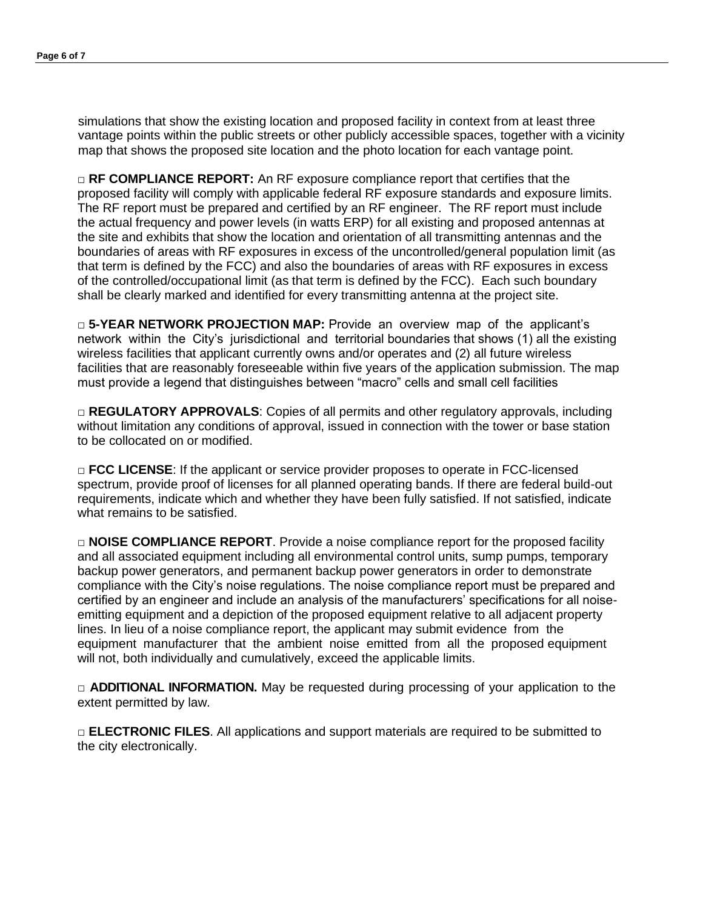simulations that show the existing location and proposed facility in context from at least three vantage points within the public streets or other publicly accessible spaces, together with a vicinity map that shows the proposed site location and the photo location for each vantage point.

□ **RF COMPLIANCE REPORT:** An RF exposure compliance report that certifies that the proposed facility will comply with applicable federal RF exposure standards and exposure limits. The RF report must be prepared and certified by an RF engineer. The RF report must include the actual frequency and power levels (in watts ERP) for all existing and proposed antennas at the site and exhibits that show the location and orientation of all transmitting antennas and the boundaries of areas with RF exposures in excess of the uncontrolled/general population limit (as that term is defined by the FCC) and also the boundaries of areas with RF exposures in excess of the controlled/occupational limit (as that term is defined by the FCC). Each such boundary shall be clearly marked and identified for every transmitting antenna at the project site.

□ **5-YEAR NETWORK PROJECTION MAP:** Provide an overview map of the applicant's network within the City's jurisdictional and territorial boundaries that shows (1) all the existing wireless facilities that applicant currently owns and/or operates and (2) all future wireless facilities that are reasonably foreseeable within five years of the application submission. The map must provide a legend that distinguishes between "macro" cells and small cell facilities

□ **REGULATORY APPROVALS**: Copies of all permits and other regulatory approvals, including without limitation any conditions of approval, issued in connection with the tower or base station to be collocated on or modified.

□ **FCC LICENSE**: If the applicant or service provider proposes to operate in FCC-licensed spectrum, provide proof of licenses for all planned operating bands. If there are federal build-out requirements, indicate which and whether they have been fully satisfied. If not satisfied, indicate what remains to be satisfied.

□ **NOISE COMPLIANCE REPORT**. Provide a noise compliance report for the proposed facility and all associated equipment including all environmental control units, sump pumps, temporary backup power generators, and permanent backup power generators in order to demonstrate compliance with the City's noise regulations. The noise compliance report must be prepared and certified by an engineer and include an analysis of the manufacturers' specifications for all noise-emitting equipment and a depiction of the proposed equipment relative to all adjacent property lines. In lieu of a noise compliance report, the applicant may submit evidence from the equipment manufacturer that the ambient noise emitted from all the proposed equipment will not, both individually and cumulatively, exceed the applicable limits.

□ **ADDITIONAL INFORMATION.** May be requested during processing of your application to the extent permitted by law.

□ **ELECTRONIC FILES**. All applications and support materials are required to be submitted to the city electronically.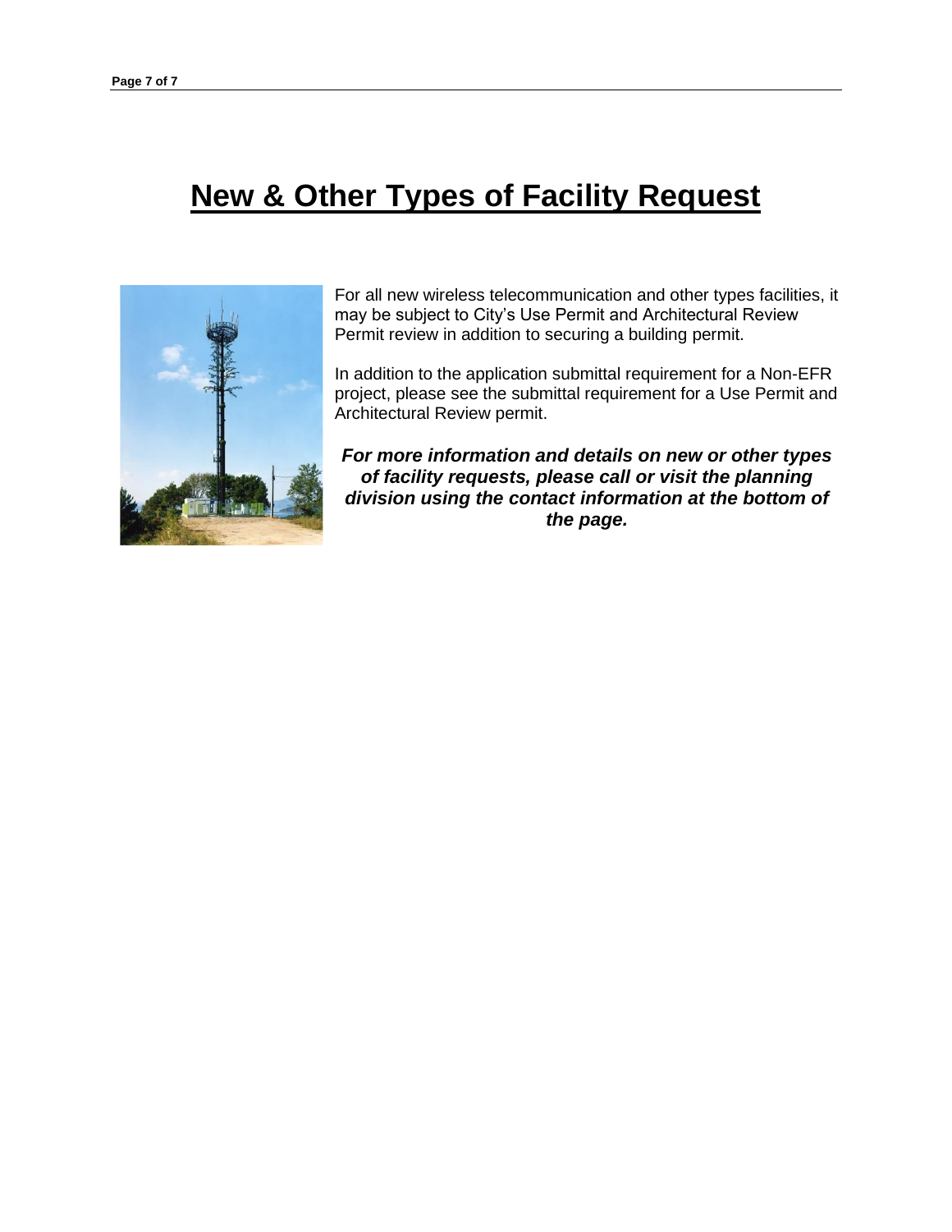# New & Other Types of Facility Request

For all new wireless telecommunication and other types facilities, it may be subject to City's Use Permit and Architectural Review Permit review in addition to securing a building permit.

In addition to the application submittal requirement for a Non-EFR project, please see the submittal requirement for a Use Permit and Architectural Review permit.

***For more information and details on new or other types of facility requests, please call or visit the planning division using the contact information at the bottom of the page.***